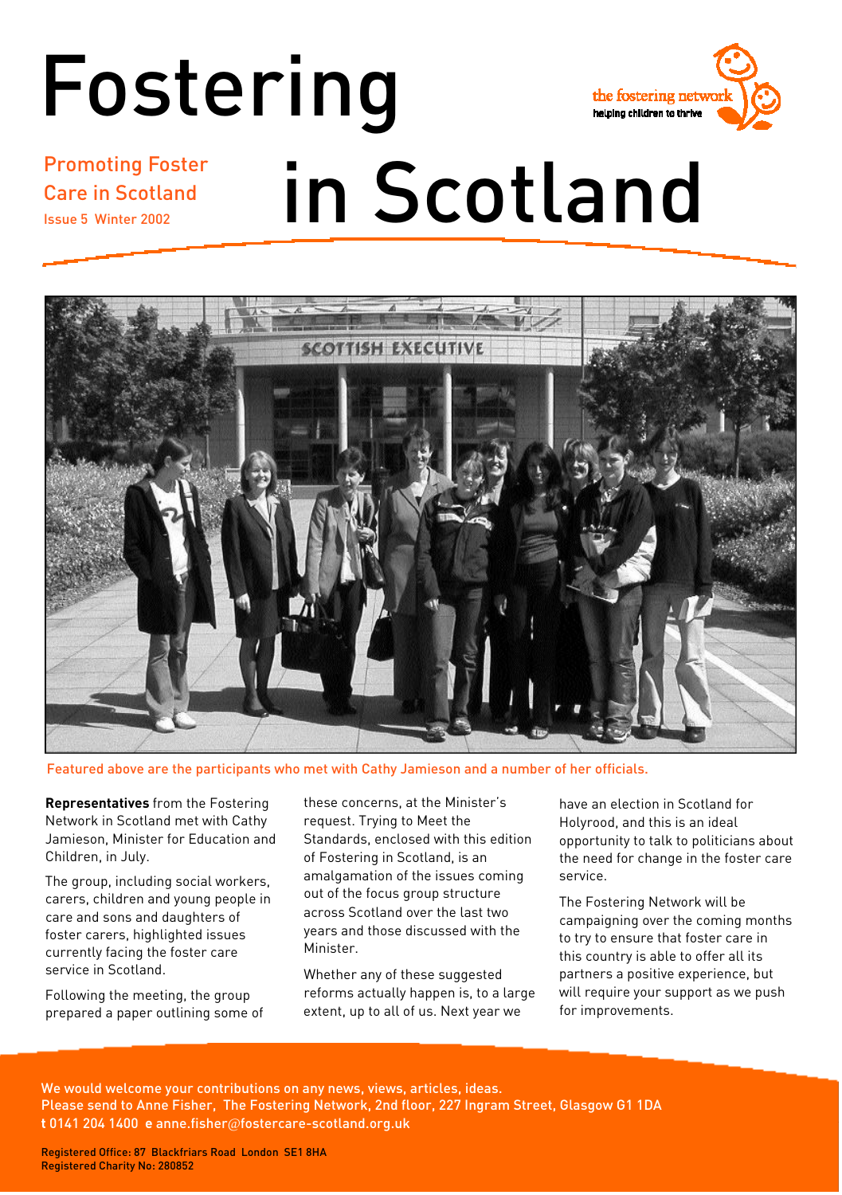# Fostering in Scotland

Promoting Foster Care in Scotland

Issue 5 Winter 2002

the fostering network
helping children to thrive

Featured above are the participants who met with Cathy Jamieson and a number of her officials.

**Representatives** from the Fostering Network in Scotland met with Cathy Jamieson, Minister for Education and Children, in July.

The group, including social workers, carers, children and young people in care and sons and daughters of foster carers, highlighted issues currently facing the foster care service in Scotland.

Following the meeting, the group prepared a paper outlining some of these concerns, at the Minister's request. Trying to Meet the Standards, enclosed with this edition of Fostering in Scotland, is an amalgamation of the issues coming out of the focus group structure across Scotland over the last two years and those discussed with the Minister.

Whether any of these suggested reforms actually happen is, to a large extent, up to all of us. Next year we have an election in Scotland for Holyrood, and this is an ideal opportunity to talk to politicians about the need for change in the foster care service.

The Fostering Network will be campaigning over the coming months to try to ensure that foster care in this country is able to offer all its partners a positive experience, but will require your support as we push for improvements.

We would welcome your contributions on any news, views, articles, ideas.
Please send to Anne Fisher, The Fostering Network, 2nd floor, 227 Ingram Street, Glasgow G1 1DA
**t** 0141 204 1400 **e** anne.fisher@fostercare-scotland.org.uk

Registered Office: 87 Blackfriars Road London SE1 8HA
Registered Charity No: 280852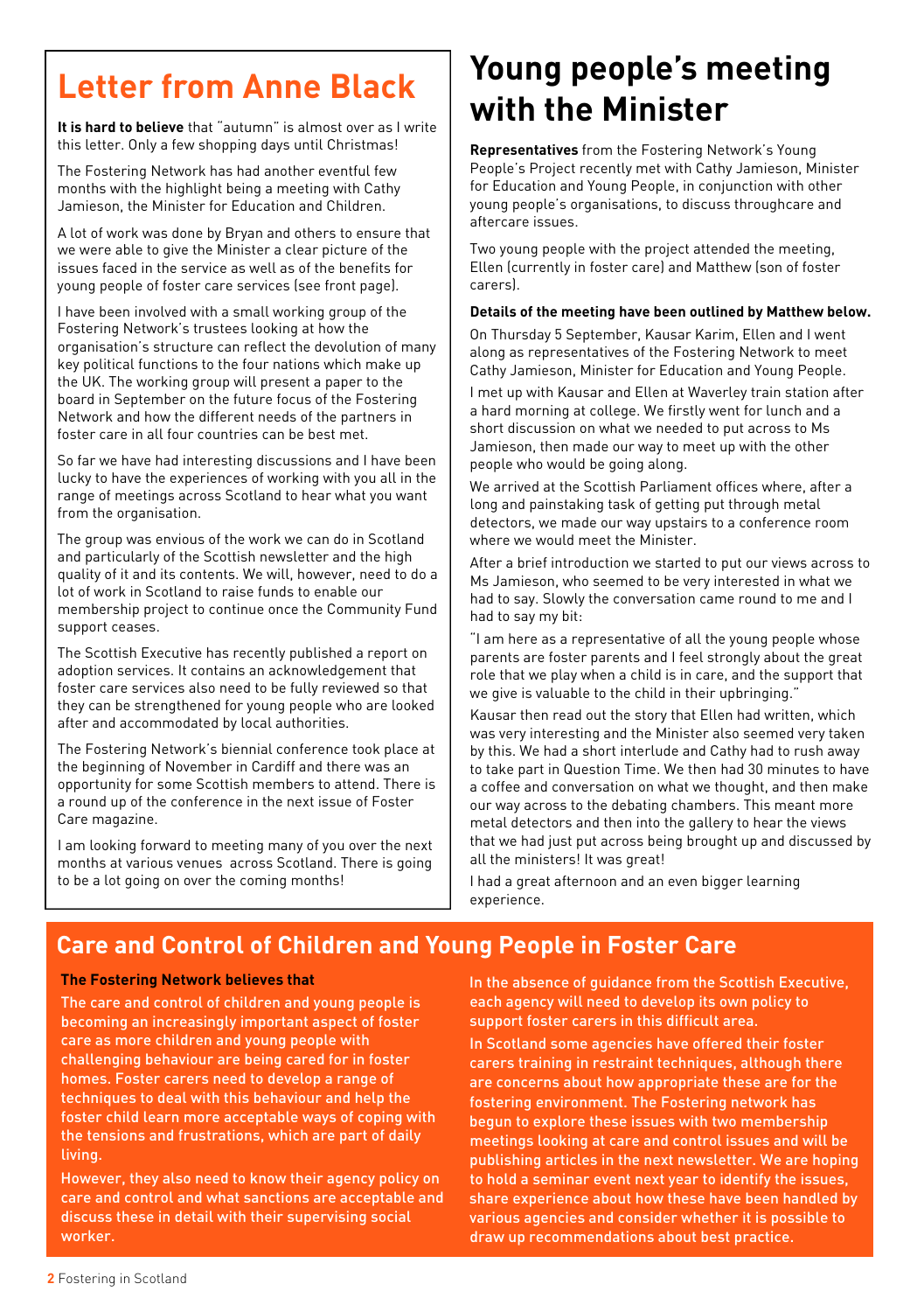# Letter from Anne Black

**It is hard to believe** that "autumn" is almost over as I write this letter. Only a few shopping days until Christmas!

The Fostering Network has had another eventful few months with the highlight being a meeting with Cathy Jamieson, the Minister for Education and Children.

A lot of work was done by Bryan and others to ensure that we were able to give the Minister a clear picture of the issues faced in the service as well as of the benefits for young people of foster care services (see front page).

I have been involved with a small working group of the Fostering Network's trustees looking at how the organisation's structure can reflect the devolution of many key political functions to the four nations which make up the UK. The working group will present a paper to the board in September on the future focus of the Fostering Network and how the different needs of the partners in foster care in all four countries can be best met.

So far we have had interesting discussions and I have been lucky to have the experiences of working with you all in the range of meetings across Scotland to hear what you want from the organisation.

The group was envious of the work we can do in Scotland and particularly of the Scottish newsletter and the high quality of it and its contents. We will, however, need to do a lot of work in Scotland to raise funds to enable our membership project to continue once the Community Fund support ceases.

The Scottish Executive has recently published a report on adoption services. It contains an acknowledgement that foster care services also need to be fully reviewed so that they can be strengthened for young people who are looked after and accommodated by local authorities.

The Fostering Network's biennial conference took place at the beginning of November in Cardiff and there was an opportunity for some Scottish members to attend. There is a round up of the conference in the next issue of Foster Care magazine.

I am looking forward to meeting many of you over the next months at various venues across Scotland. There is going to be a lot going on over the coming months!

# Young people's meeting with the Minister

**Representatives** from the Fostering Network's Young People's Project recently met with Cathy Jamieson, Minister for Education and Young People, in conjunction with other young people's organisations, to discuss throughcare and aftercare issues.

Two young people with the project attended the meeting, Ellen (currently in foster care) and Matthew (son of foster carers).

**Details of the meeting have been outlined by Matthew below.**

On Thursday 5 September, Kausar Karim, Ellen and I went along as representatives of the Fostering Network to meet Cathy Jamieson, Minister for Education and Young People.

I met up with Kausar and Ellen at Waverley train station after a hard morning at college. We firstly went for lunch and a short discussion on what we needed to put across to Ms Jamieson, then made our way to meet up with the other people who would be going along.

We arrived at the Scottish Parliament offices where, after a long and painstaking task of getting put through metal detectors, we made our way upstairs to a conference room where we would meet the Minister.

After a brief introduction we started to put our views across to Ms Jamieson, who seemed to be very interested in what we had to say. Slowly the conversation came round to me and I had to say my bit:

"I am here as a representative of all the young people whose parents are foster parents and I feel strongly about the great role that we play when a child is in care, and the support that we give is valuable to the child in their upbringing."

Kausar then read out the story that Ellen had written, which was very interesting and the Minister also seemed very taken by this. We had a short interlude and Cathy had to rush away to take part in Question Time. We then had 30 minutes to have a coffee and conversation on what we thought, and then make our way across to the debating chambers. This meant more metal detectors and then into the gallery to hear the views that we had just put across being brought up and discussed by all the ministers! It was great!

I had a great afternoon and an even bigger learning experience.

## Care and Control of Children and Young People in Foster Care

**The Fostering Network believes that**

The care and control of children and young people is becoming an increasingly important aspect of foster care as more children and young people with challenging behaviour are being cared for in foster homes. Foster carers need to develop a range of techniques to deal with this behaviour and help the foster child learn more acceptable ways of coping with the tensions and frustrations, which are part of daily living.

However, they also need to know their agency policy on care and control and what sanctions are acceptable and discuss these in detail with their supervising social worker.

In the absence of guidance from the Scottish Executive, each agency will need to develop its own policy to support foster carers in this difficult area.

In Scotland some agencies have offered their foster carers training in restraint techniques, although there are concerns about how appropriate these are for the fostering environment. The Fostering network has begun to explore these issues with two membership meetings looking at care and control issues and will be publishing articles in the next newsletter. We are hoping to hold a seminar event next year to identify the issues, share experience about how these have been handled by various agencies and consider whether it is possible to draw up recommendations about best practice.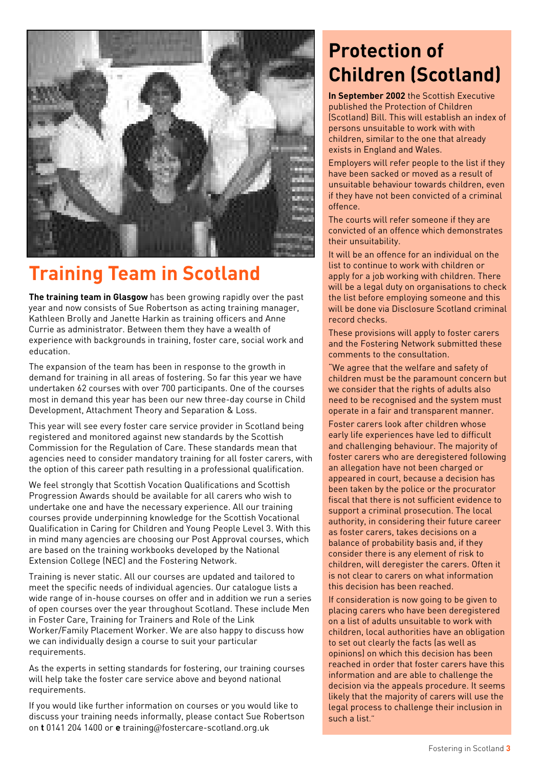## Training Team in Scotland

**The training team in Glasgow** has been growing rapidly over the past year and now consists of Sue Robertson as acting training manager, Kathleen Brolly and Janette Harkin as training officers and Anne Currie as administrator. Between them they have a wealth of experience with backgrounds in training, foster care, social work and education.

The expansion of the team has been in response to the growth in demand for training in all areas of fostering. So far this year we have undertaken 62 courses with over 700 participants. One of the courses most in demand this year has been our new three-day course in Child Development, Attachment Theory and Separation & Loss.

This year will see every foster care service provider in Scotland being registered and monitored against new standards by the Scottish Commission for the Regulation of Care. These standards mean that agencies need to consider mandatory training for all foster carers, with the option of this career path resulting in a professional qualification.

We feel strongly that Scottish Vocation Qualifications and Scottish Progression Awards should be available for all carers who wish to undertake one and have the necessary experience. All our training courses provide underpinning knowledge for the Scottish Vocational Qualification in Caring for Children and Young People Level 3. With this in mind many agencies are choosing our Post Approval courses, which are based on the training workbooks developed by the National Extension College (NEC) and the Fostering Network.

Training is never static. All our courses are updated and tailored to meet the specific needs of individual agencies. Our catalogue lists a wide range of in-house courses on offer and in addition we run a series of open courses over the year throughout Scotland. These include Men in Foster Care, Training for Trainers and Role of the Link Worker/Family Placement Worker. We are also happy to discuss how we can individually design a course to suit your particular requirements.

As the experts in setting standards for fostering, our training courses will help take the foster care service above and beyond national requirements.

If you would like further information on courses or you would like to discuss your training needs informally, please contact Sue Robertson on **t** 0141 204 1400 or **e** training@fostercare-scotland.org.uk

## Protection of Children (Scotland)

**In September 2002** the Scottish Executive published the Protection of Children (Scotland) Bill. This will establish an index of persons unsuitable to work with with children, similar to the one that already exists in England and Wales.

Employers will refer people to the list if they have been sacked or moved as a result of unsuitable behaviour towards children, even if they have not been convicted of a criminal offence.

The courts will refer someone if they are convicted of an offence which demonstrates their unsuitability.

It will be an offence for an individual on the list to continue to work with children or apply for a job working with children. There will be a legal duty on organisations to check the list before employing someone and this will be done via Disclosure Scotland criminal record checks.

These provisions will apply to foster carers and the Fostering Network submitted these comments to the consultation.

"We agree that the welfare and safety of children must be the paramount concern but we consider that the rights of adults also need to be recognised and the system must operate in a fair and transparent manner.

Foster carers look after children whose early life experiences have led to difficult and challenging behaviour. The majority of foster carers who are deregistered following an allegation have not been charged or appeared in court, because a decision has been taken by the police or the procurator fiscal that there is not sufficient evidence to support a criminal prosecution. The local authority, in considering their future career as foster carers, takes decisions on a balance of probability basis and, if they consider there is any element of risk to children, will deregister the carers. Often it is not clear to carers on what information this decision has been reached.

If consideration is now going to be given to placing carers who have been deregistered on a list of adults unsuitable to work with children, local authorities have an obligation to set out clearly the facts (as well as opinions) on which this decision has been reached in order that foster carers have this information and are able to challenge the decision via the appeals procedure. It seems likely that the majority of carers will use the legal process to challenge their inclusion in such a list."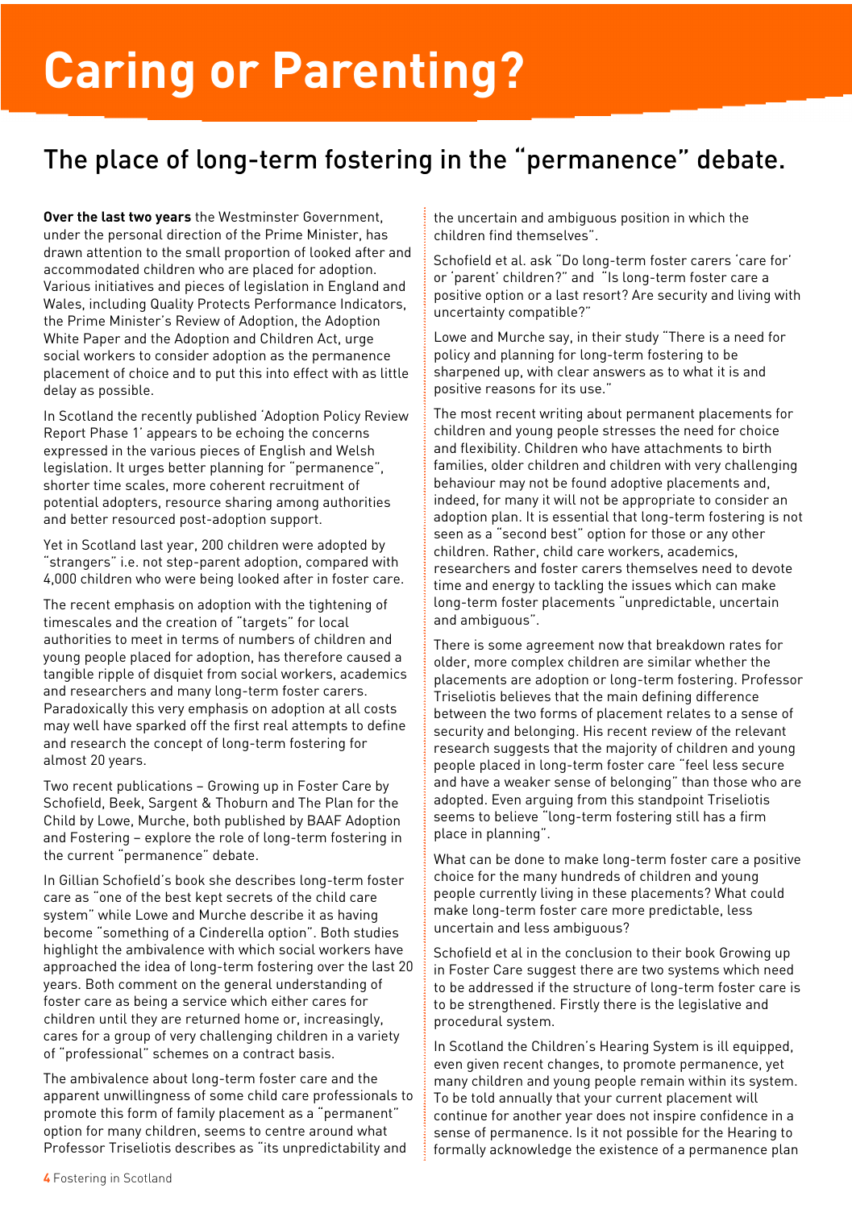# Caring or Parenting?

## The place of long-term fostering in the "permanence" debate.

**Over the last two years** the Westminster Government, under the personal direction of the Prime Minister, has drawn attention to the small proportion of looked after and accommodated children who are placed for adoption. Various initiatives and pieces of legislation in England and Wales, including Quality Protects Performance Indicators, the Prime Minister's Review of Adoption, the Adoption White Paper and the Adoption and Children Act, urge social workers to consider adoption as the permanence placement of choice and to put this into effect with as little delay as possible.

In Scotland the recently published 'Adoption Policy Review Report Phase 1' appears to be echoing the concerns expressed in the various pieces of English and Welsh legislation. It urges better planning for "permanence", shorter time scales, more coherent recruitment of potential adopters, resource sharing among authorities and better resourced post-adoption support.

Yet in Scotland last year, 200 children were adopted by "strangers" i.e. not step-parent adoption, compared with 4,000 children who were being looked after in foster care.

The recent emphasis on adoption with the tightening of timescales and the creation of "targets" for local authorities to meet in terms of numbers of children and young people placed for adoption, has therefore caused a tangible ripple of disquiet from social workers, academics and researchers and many long-term foster carers. Paradoxically this very emphasis on adoption at all costs may well have sparked off the first real attempts to define and research the concept of long-term fostering for almost 20 years.

Two recent publications – Growing up in Foster Care by Schofield, Beek, Sargent & Thoburn and The Plan for the Child by Lowe, Murche, both published by BAAF Adoption and Fostering – explore the role of long-term fostering in the current "permanence" debate.

In Gillian Schofield's book she describes long-term foster care as "one of the best kept secrets of the child care system" while Lowe and Murche describe it as having become "something of a Cinderella option". Both studies highlight the ambivalence with which social workers have approached the idea of long-term fostering over the last 20 years. Both comment on the general understanding of foster care as being a service which either cares for children until they are returned home or, increasingly, cares for a group of very challenging children in a variety of "professional" schemes on a contract basis.

The ambivalence about long-term foster care and the apparent unwillingness of some child care professionals to promote this form of family placement as a "permanent" option for many children, seems to centre around what Professor Triseliotis describes as "its unpredictability and the uncertain and ambiguous position in which the children find themselves".

Schofield et al. ask "Do long-term foster carers 'care for' or 'parent' children?" and "Is long-term foster care a positive option or a last resort? Are security and living with uncertainty compatible?"

Lowe and Murche say, in their study "There is a need for policy and planning for long-term fostering to be sharpened up, with clear answers as to what it is and positive reasons for its use."

The most recent writing about permanent placements for children and young people stresses the need for choice and flexibility. Children who have attachments to birth families, older children and children with very challenging behaviour may not be found adoptive placements and, indeed, for many it will not be appropriate to consider an adoption plan. It is essential that long-term fostering is not seen as a "second best" option for those or any other children. Rather, child care workers, academics, researchers and foster carers themselves need to devote time and energy to tackling the issues which can make long-term foster placements "unpredictable, uncertain and ambiguous".

There is some agreement now that breakdown rates for older, more complex children are similar whether the placements are adoption or long-term fostering. Professor Triseliotis believes that the main defining difference between the two forms of placement relates to a sense of security and belonging. His recent review of the relevant research suggests that the majority of children and young people placed in long-term foster care "feel less secure and have a weaker sense of belonging" than those who are adopted. Even arguing from this standpoint Triseliotis seems to believe "long-term fostering still has a firm place in planning".

What can be done to make long-term foster care a positive choice for the many hundreds of children and young people currently living in these placements? What could make long-term foster care more predictable, less uncertain and less ambiguous?

Schofield et al in the conclusion to their book Growing up in Foster Care suggest there are two systems which need to be addressed if the structure of long-term foster care is to be strengthened. Firstly there is the legislative and procedural system.

In Scotland the Children's Hearing System is ill equipped, even given recent changes, to promote permanence, yet many children and young people remain within its system. To be told annually that your current placement will continue for another year does not inspire confidence in a sense of permanence. Is it not possible for the Hearing to formally acknowledge the existence of a permanence plan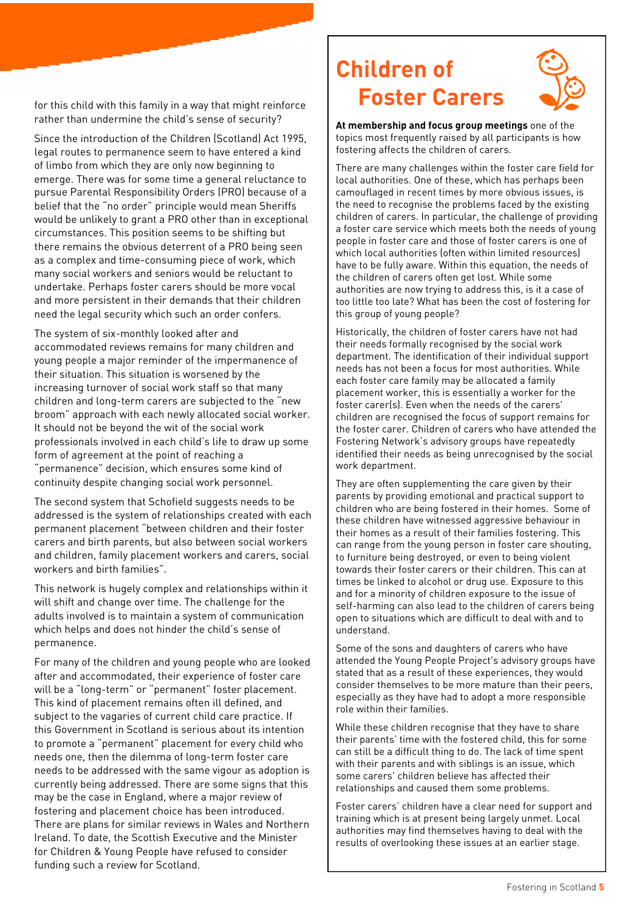for this child with this family in a way that might reinforce rather than undermine the child's sense of security?

Since the introduction of the Children (Scotland) Act 1995, legal routes to permanence seem to have entered a kind of limbo from which they are only now beginning to emerge. There was for some time a general reluctance to pursue Parental Responsibility Orders (PRO) because of a belief that the "no order" principle would mean Sheriffs would be unlikely to grant a PRO other than in exceptional circumstances. This position seems to be shifting but there remains the obvious deterrent of a PRO being seen as a complex and time-consuming piece of work, which many social workers and seniors would be reluctant to undertake. Perhaps foster carers should be more vocal and more persistent in their demands that their children need the legal security which such an order confers.

The system of six-monthly looked after and accommodated reviews remains for many children and young people a major reminder of the impermanence of their situation. This situation is worsened by the increasing turnover of social work staff so that many children and long-term carers are subjected to the "new broom" approach with each newly allocated social worker. It should not be beyond the wit of the social work professionals involved in each child's life to draw up some form of agreement at the point of reaching a "permanence" decision, which ensures some kind of continuity despite changing social work personnel.

The second system that Schofield suggests needs to be addressed is the system of relationships created with each permanent placement "between children and their foster carers and birth parents, but also between social workers and children, family placement workers and carers, social workers and birth families".

This network is hugely complex and relationships within it will shift and change over time. The challenge for the adults involved is to maintain a system of communication which helps and does not hinder the child's sense of permanence.

For many of the children and young people who are looked after and accommodated, their experience of foster care will be a "long-term" or "permanent" foster placement. This kind of placement remains often ill defined, and subject to the vagaries of current child care practice. If this Government in Scotland is serious about its intention to promote a "permanent" placement for every child who needs one, then the dilemma of long-term foster care needs to be addressed with the same vigour as adoption is currently being addressed. There are some signs that this may be the case in England, where a major review of fostering and placement choice has been introduced. There are plans for similar reviews in Wales and Northern Ireland. To date, the Scottish Executive and the Minister for Children & Young People have refused to consider funding such a review for Scotland.

# Children of Foster Carers

**At membership and focus group meetings** one of the topics most frequently raised by all participants is how fostering affects the children of carers.

There are many challenges within the foster care field for local authorities. One of these, which has perhaps been camouflaged in recent times by more obvious issues, is the need to recognise the problems faced by the existing children of carers. In particular, the challenge of providing a foster care service which meets both the needs of young people in foster care and those of foster carers is one of which local authorities (often within limited resources) have to be fully aware. Within this equation, the needs of the children of carers often get lost. While some authorities are now trying to address this, is it a case of too little too late? What has been the cost of fostering for this group of young people?

Historically, the children of foster carers have not had their needs formally recognised by the social work department. The identification of their individual support needs has not been a focus for most authorities. While each foster care family may be allocated a family placement worker, this is essentially a worker for the foster carer(s). Even when the needs of the carers' children are recognised the focus of support remains for the foster carer. Children of carers who have attended the Fostering Network's advisory groups have repeatedly identified their needs as being unrecognised by the social work department.

They are often supplementing the care given by their parents by providing emotional and practical support to children who are being fostered in their homes. Some of these children have witnessed aggressive behaviour in their homes as a result of their families fostering. This can range from the young person in foster care shouting, to furniture being destroyed, or even to being violent towards their foster carers or their children. This can at times be linked to alcohol or drug use. Exposure to this and for a minority of children exposure to the issue of self-harming can also lead to the children of carers being open to situations which are difficult to deal with and to understand.

Some of the sons and daughters of carers who have attended the Young People Project's advisory groups have stated that as a result of these experiences, they would consider themselves to be more mature than their peers, especially as they have had to adopt a more responsible role within their families.

While these children recognise that they have to share their parents' time with the fostered child, this for some can still be a difficult thing to do. The lack of time spent with their parents and with siblings is an issue, which some carers' children believe has affected their relationships and caused them some problems.

Foster carers' children have a clear need for support and training which is at present being largely unmet. Local authorities may find themselves having to deal with the results of overlooking these issues at an earlier stage.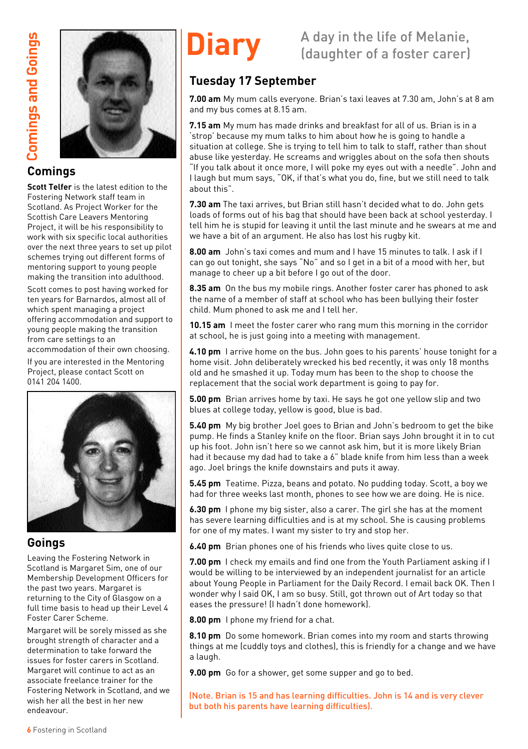# Comings and Goings

## Comings

**Scott Telfer** is the latest edition to the Fostering Network staff team in Scotland. As Project Worker for the Scottish Care Leavers Mentoring Project, it will be his responsibility to work with six specific local authorities over the next three years to set up pilot schemes trying out different forms of mentoring support to young people making the transition into adulthood.

Scott comes to post having worked for ten years for Barnardos, almost all of which spent managing a project offering accommodation and support to young people making the transition from care settings to an accommodation of their own choosing.

If you are interested in the Mentoring Project, please contact Scott on 0141 204 1400.

## Goings

Leaving the Fostering Network in Scotland is Margaret Sim, one of our Membership Development Officers for the past two years. Margaret is returning to the City of Glasgow on a full time basis to head up their Level 4 Foster Carer Scheme.

Margaret will be sorely missed as she brought strength of character and a determination to take forward the issues for foster carers in Scotland. Margaret will continue to act as an associate freelance trainer for the Fostering Network in Scotland, and we wish her all the best in her new endeavour.

# Diary

A day in the life of Melanie, (daughter of a foster carer)

## Tuesday 17 September

**7.00 am** My mum calls everyone. Brian's taxi leaves at 7.30 am, John's at 8 am and my bus comes at 8.15 am.

**7.15 am** My mum has made drinks and breakfast for all of us. Brian is in a 'strop' because my mum talks to him about how he is going to handle a situation at college. She is trying to tell him to talk to staff, rather than shout abuse like yesterday. He screams and wriggles about on the sofa then shouts "If you talk about it once more, I will poke my eyes out with a needle". John and I laugh but mum says, "OK, if that's what you do, fine, but we still need to talk about this".

**7.30 am** The taxi arrives, but Brian still hasn't decided what to do. John gets loads of forms out of his bag that should have been back at school yesterday. I tell him he is stupid for leaving it until the last minute and he swears at me and we have a bit of an argument. He also has lost his rugby kit.

**8.00 am** John's taxi comes and mum and I have 15 minutes to talk. I ask if I can go out tonight, she says "No" and so I get in a bit of a mood with her, but manage to cheer up a bit before I go out of the door.

**8.35 am** On the bus my mobile rings. Another foster carer has phoned to ask the name of a member of staff at school who has been bullying their foster child. Mum phoned to ask me and I tell her.

**10.15 am** I meet the foster carer who rang mum this morning in the corridor at school, he is just going into a meeting with management.

**4.10 pm** I arrive home on the bus. John goes to his parents' house tonight for a home visit. John deliberately wrecked his bed recently, it was only 18 months old and he smashed it up. Today mum has been to the shop to choose the replacement that the social work department is going to pay for.

**5.00 pm** Brian arrives home by taxi. He says he got one yellow slip and two blues at college today, yellow is good, blue is bad.

**5.40 pm** My big brother Joel goes to Brian and John's bedroom to get the bike pump. He finds a Stanley knife on the floor. Brian says John brought it in to cut up his foot. John isn't here so we cannot ask him, but it is more likely Brian had it because my dad had to take a 6" blade knife from him less than a week ago. Joel brings the knife downstairs and puts it away.

**5.45 pm** Teatime. Pizza, beans and potato. No pudding today. Scott, a boy we had for three weeks last month, phones to see how we are doing. He is nice.

**6.30 pm** I phone my big sister, also a carer. The girl she has at the moment has severe learning difficulties and is at my school. She is causing problems for one of my mates. I want my sister to try and stop her.

**6.40 pm** Brian phones one of his friends who lives quite close to us.

**7.00 pm** I check my emails and find one from the Youth Parliament asking if I would be willing to be interviewed by an independent journalist for an article about Young People in Parliament for the Daily Record. I email back OK. Then I wonder why I said OK, I am so busy. Still, got thrown out of Art today so that eases the pressure! (I hadn't done homework).

**8.00 pm** I phone my friend for a chat.

**8.10 pm** Do some homework. Brian comes into my room and starts throwing things at me (cuddly toys and clothes), this is friendly for a change and we have a laugh.

**9.00 pm** Go for a shower, get some supper and go to bed.

(Note. Brian is 15 and has learning difficulties. John is 14 and is very clever but both his parents have learning difficulties).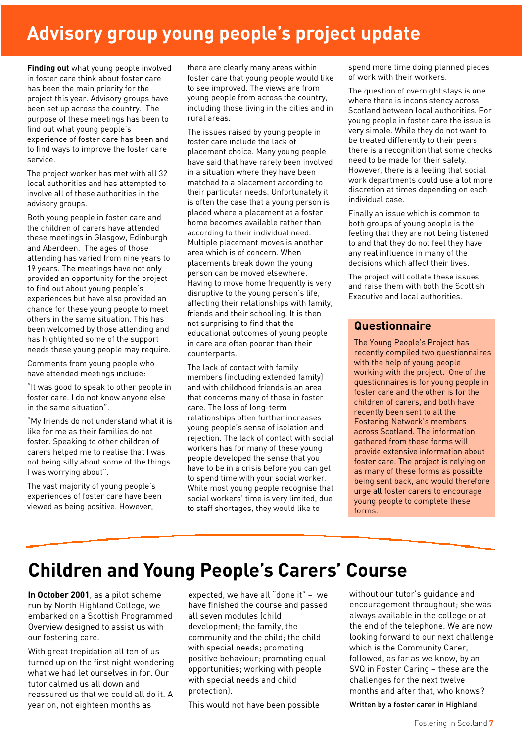# Advisory group young people's project update

**Finding out** what young people involved in foster care think about foster care has been the main priority for the project this year. Advisory groups have been set up across the country. The purpose of these meetings has been to find out what young people's experience of foster care has been and to find ways to improve the foster care service.

The project worker has met with all 32 local authorities and has attempted to involve all of these authorities in the advisory groups.

Both young people in foster care and the children of carers have attended these meetings in Glasgow, Edinburgh and Aberdeen. The ages of those attending has varied from nine years to 19 years. The meetings have not only provided an opportunity for the project to find out about young people's experiences but have also provided an chance for these young people to meet others in the same situation. This has been welcomed by those attending and has highlighted some of the support needs these young people may require.

Comments from young people who have attended meetings include:

"It was good to speak to other people in foster care. I do not know anyone else in the same situation".

"My friends do not understand what it is like for me as their families do not foster. Speaking to other children of carers helped me to realise that I was not being silly about some of the things I was worrying about".

The vast majority of young people's experiences of foster care have been viewed as being positive. However, there are clearly many areas within foster care that young people would like to see improved. The views are from young people from across the country, including those living in the cities and in rural areas.

The issues raised by young people in foster care include the lack of placement choice. Many young people have said that have rarely been involved in a situation where they have been matched to a placement according to their particular needs. Unfortunately it is often the case that a young person is placed where a placement at a foster home becomes available rather than according to their individual need. Multiple placement moves is another area which is of concern. When placements break down the young person can be moved elsewhere. Having to move home frequently is very disruptive to the young person's life, affecting their relationships with family, friends and their schooling. It is then not surprising to find that the educational outcomes of young people in care are often poorer than their counterparts.

The lack of contact with family members (including extended family) and with childhood friends is an area that concerns many of those in foster care. The loss of long-term relationships often further increases young people's sense of isolation and rejection. The lack of contact with social workers has for many of these young people developed the sense that you have to be in a crisis before you can get to spend time with your social worker. While most young people recognise that social workers' time is very limited, due to staff shortages, they would like to spend more time doing planned pieces of work with their workers.

The question of overnight stays is one where there is inconsistency across Scotland between local authorities. For young people in foster care the issue is very simple. While they do not want to be treated differently to their peers there is a recognition that some checks need to be made for their safety. However, there is a feeling that social work departments could use a lot more discretion at times depending on each individual case.

Finally an issue which is common to both groups of young people is the feeling that they are not being listened to and that they do not feel they have any real influence in many of the decisions which affect their lives.

The project will collate these issues and raise them with both the Scottish Executive and local authorities.

## Questionnaire

The Young People's Project has recently compiled two questionnaires with the help of young people working with the project. One of the questionnaires is for young people in foster care and the other is for the children of carers, and both have recently been sent to all the Fostering Network's members across Scotland. The information gathered from these forms will provide extensive information about foster care. The project is relying on as many of these forms as possible being sent back, and would therefore urge all foster carers to encourage young people to complete these forms.

# Children and Young People's Carers' Course

**In October 2001**, as a pilot scheme run by North Highland College, we embarked on a Scottish Programmed Overview designed to assist us with our fostering care.

With great trepidation all ten of us turned up on the first night wondering what we had let ourselves in for. Our tutor calmed us all down and reassured us that we could all do it. A year on, not eighteen months as expected, we have all "done it" – we have finished the course and passed all seven modules (child development; the family, the community and the child; the child with special needs; promoting positive behaviour; promoting equal opportunities; working with people with special needs and child protection).

This would not have been possible without our tutor's guidance and encouragement throughout; she was always available in the college or at the end of the telephone. We are now looking forward to our next challenge which is the Community Carer, followed, as far as we know, by an SVQ in Foster Caring – these are the challenges for the next twelve months and after that, who knows?

**Written by a foster carer in Highland**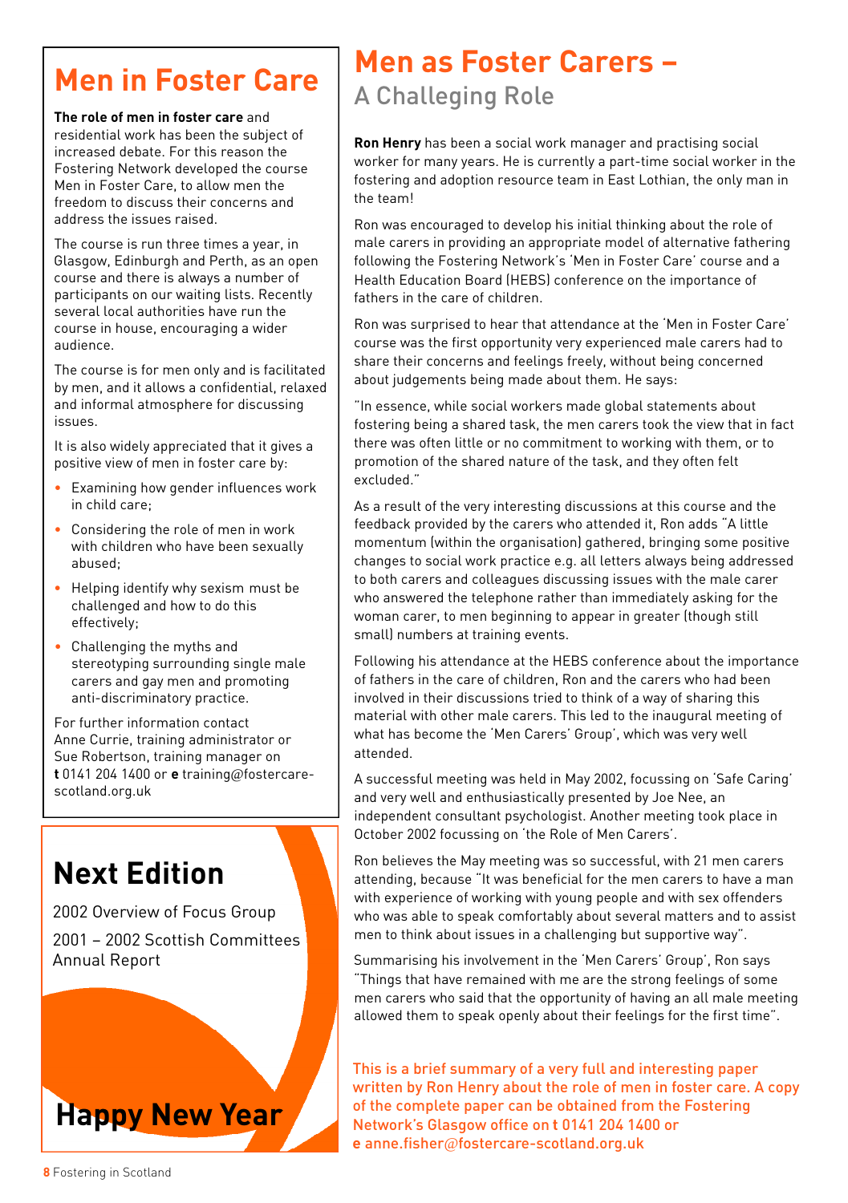# Men in Foster Care

**The role of men in foster care** and residential work has been the subject of increased debate. For this reason the Fostering Network developed the course Men in Foster Care, to allow men the freedom to discuss their concerns and address the issues raised.

The course is run three times a year, in Glasgow, Edinburgh and Perth, as an open course and there is always a number of participants on our waiting lists. Recently several local authorities have run the course in house, encouraging a wider audience.

The course is for men only and is facilitated by men, and it allows a confidential, relaxed and informal atmosphere for discussing issues.

It is also widely appreciated that it gives a positive view of men in foster care by:

- Examining how gender influences work in child care;
- Considering the role of men in work with children who have been sexually abused;
- Helping identify why sexism must be challenged and how to do this effectively;
- Challenging the myths and stereotyping surrounding single male carers and gay men and promoting anti-discriminatory practice.

For further information contact Anne Currie, training administrator or Sue Robertson, training manager on **t** 0141 204 1400 or **e** training@fostercare-scotland.org.uk

# Next Edition

2002 Overview of Focus Group

2001 – 2002 Scottish Committees Annual Report

**Happy New Year**

# Men as Foster Carers –

## A Challenging Role

**Ron Henry** has been a social work manager and practising social worker for many years. He is currently a part-time social worker in the fostering and adoption resource team in East Lothian, the only man in the team!

Ron was encouraged to develop his initial thinking about the role of male carers in providing an appropriate model of alternative fathering following the Fostering Network's 'Men in Foster Care' course and a Health Education Board (HEBS) conference on the importance of fathers in the care of children.

Ron was surprised to hear that attendance at the 'Men in Foster Care' course was the first opportunity very experienced male carers had to share their concerns and feelings freely, without being concerned about judgements being made about them. He says:

"In essence, while social workers made global statements about fostering being a shared task, the men carers took the view that in fact there was often little or no commitment to working with them, or to promotion of the shared nature of the task, and they often felt excluded."

As a result of the very interesting discussions at this course and the feedback provided by the carers who attended it, Ron adds "A little momentum (within the organisation) gathered, bringing some positive changes to social work practice e.g. all letters always being addressed to both carers and colleagues discussing issues with the male carer who answered the telephone rather than immediately asking for the woman carer, to men beginning to appear in greater (though still small) numbers at training events.

Following his attendance at the HEBS conference about the importance of fathers in the care of children, Ron and the carers who had been involved in their discussions tried to think of a way of sharing this material with other male carers. This led to the inaugural meeting of what has become the 'Men Carers' Group', which was very well attended.

A successful meeting was held in May 2002, focussing on 'Safe Caring' and very well and enthusiastically presented by Joe Nee, an independent consultant psychologist. Another meeting took place in October 2002 focussing on 'the Role of Men Carers'.

Ron believes the May meeting was so successful, with 21 men carers attending, because "It was beneficial for the men carers to have a man with experience of working with young people and with sex offenders who was able to speak comfortably about several matters and to assist men to think about issues in a challenging but supportive way".

Summarising his involvement in the 'Men Carers' Group', Ron says "Things that have remained with me are the strong feelings of some men carers who said that the opportunity of having an all male meeting allowed them to speak openly about their feelings for the first time".

This is a brief summary of a very full and interesting paper written by Ron Henry about the role of men in foster care. A copy of the complete paper can be obtained from the Fostering Network's Glasgow office on **t** 0141 204 1400 or **e** anne.fisher@fostercare-scotland.org.uk